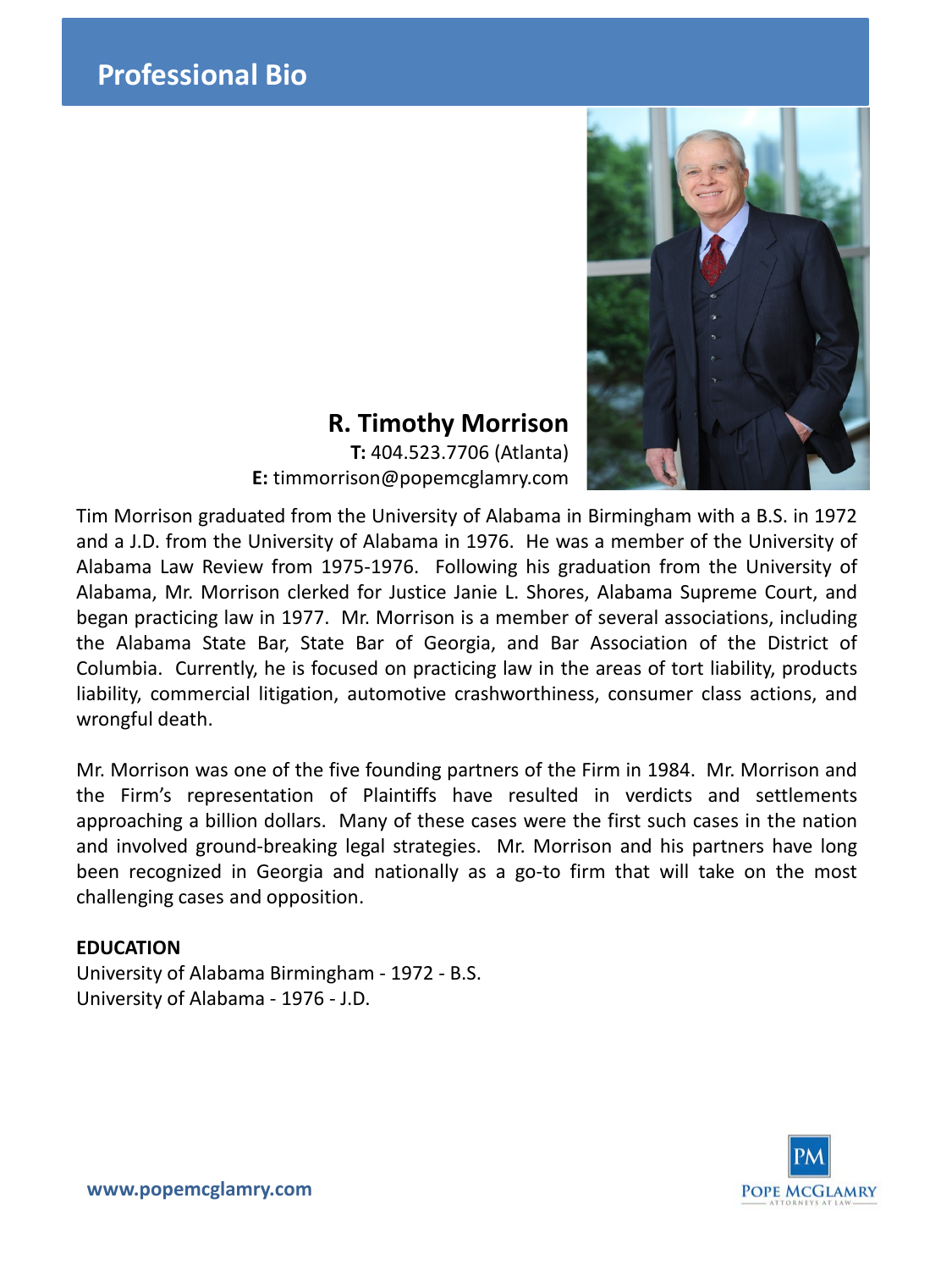# Professional Bio

## R. Timothy Morrison

**T:** 404.523.7706 (Atlanta)
**E:** timmorrison@popemcglamry.com

Tim Morrison graduated from the University of Alabama in Birmingham with a B.S. in 1972 and a J.D. from the University of Alabama in 1976. He was a member of the University of Alabama Law Review from 1975-1976. Following his graduation from the University of Alabama, Mr. Morrison clerked for Justice Janie L. Shores, Alabama Supreme Court, and began practicing law in 1977. Mr. Morrison is a member of several associations, including the Alabama State Bar, State Bar of Georgia, and Bar Association of the District of Columbia. Currently, he is focused on practicing law in the areas of tort liability, products liability, commercial litigation, automotive crashworthiness, consumer class actions, and wrongful death.

Mr. Morrison was one of the five founding partners of the Firm in 1984. Mr. Morrison and the Firm's representation of Plaintiffs have resulted in verdicts and settlements approaching a billion dollars. Many of these cases were the first such cases in the nation and involved ground-breaking legal strategies. Mr. Morrison and his partners have long been recognized in Georgia and nationally as a go-to firm that will take on the most challenging cases and opposition.

**EDUCATION**

University of Alabama Birmingham - 1972 - B.S.
University of Alabama - 1976 - J.D.

www.popemcglamry.com

POPE MCGLAMRY ATTORNEYS AT LAW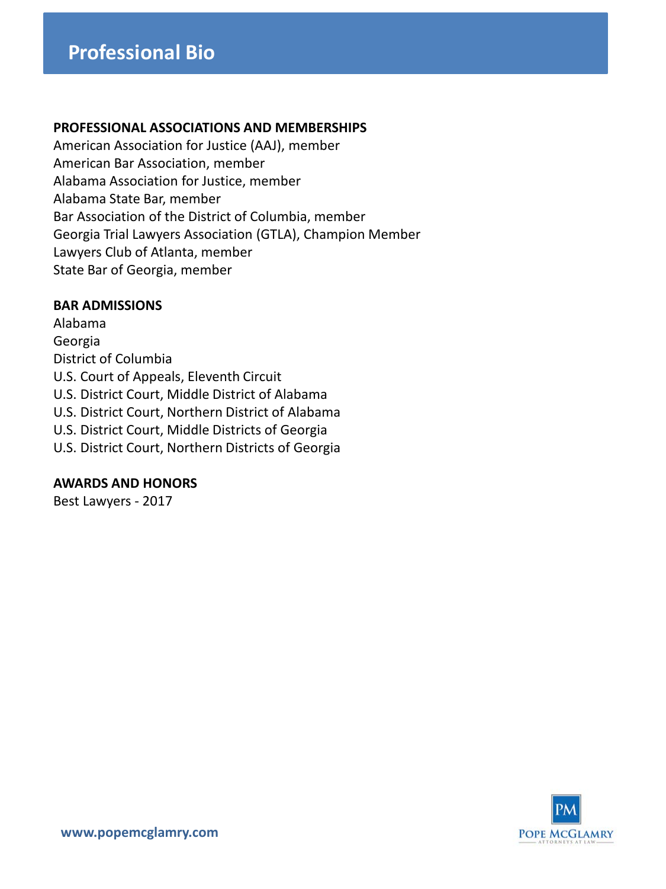# Professional Bio

**PROFESSIONAL ASSOCIATIONS AND MEMBERSHIPS**

American Association for Justice (AAJ), member
American Bar Association, member
Alabama Association for Justice, member
Alabama State Bar, member
Bar Association of the District of Columbia, member
Georgia Trial Lawyers Association (GTLA), Champion Member
Lawyers Club of Atlanta, member
State Bar of Georgia, member

**BAR ADMISSIONS**

Alabama
Georgia
District of Columbia
U.S. Court of Appeals, Eleventh Circuit
U.S. District Court, Middle District of Alabama
U.S. District Court, Northern District of Alabama
U.S. District Court, Middle Districts of Georgia
U.S. District Court, Northern Districts of Georgia

**AWARDS AND HONORS**

Best Lawyers - 2017